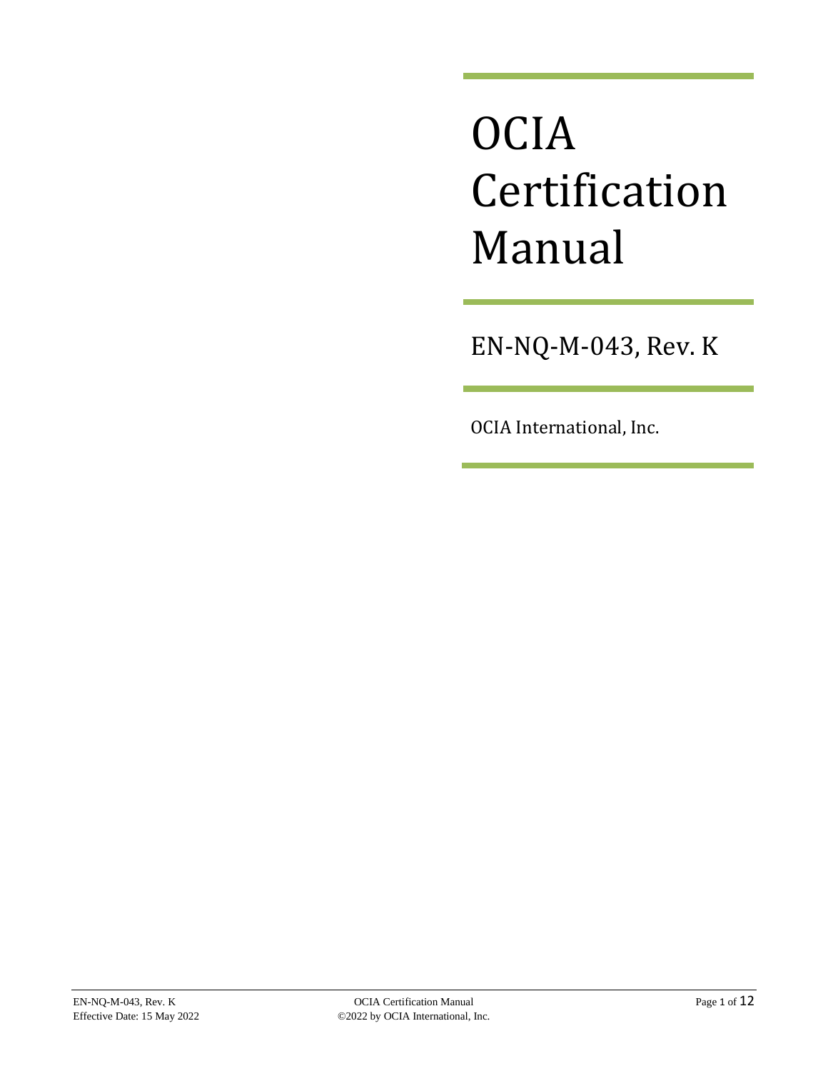# OCIA Certification Manual

EN-NQ-M-043, Rev. K

OCIA International, Inc.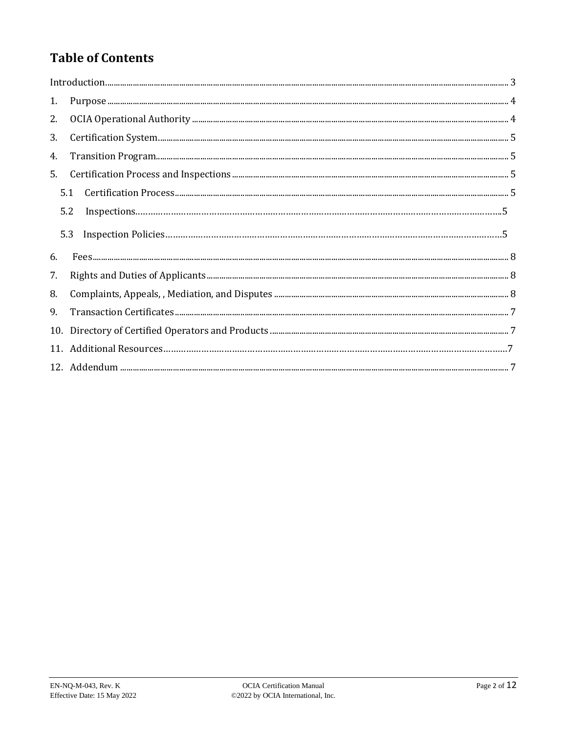# Table of Contents

Introduction .......... 3

1. Purpose .......... 4
2. OCIA Operational Authority .......... 4
3. Certification System .......... 5
4. Transition Program .......... 5
5. Certification Process and Inspections .......... 5
   - 5.1 Certification Process .......... 5
   - 5.2 Inspections .......... 5
   - 5.3 Inspection Policies .......... 5
6. Fees .......... 8
7. Rights and Duties of Applicants .......... 8
8. Complaints, Appeals, , Mediation, and Disputes .......... 8
9. Transaction Certificates .......... 7
10. Directory of Certified Operators and Products .......... 7
11. Additional Resources .......... 7
12. Addendum .......... 7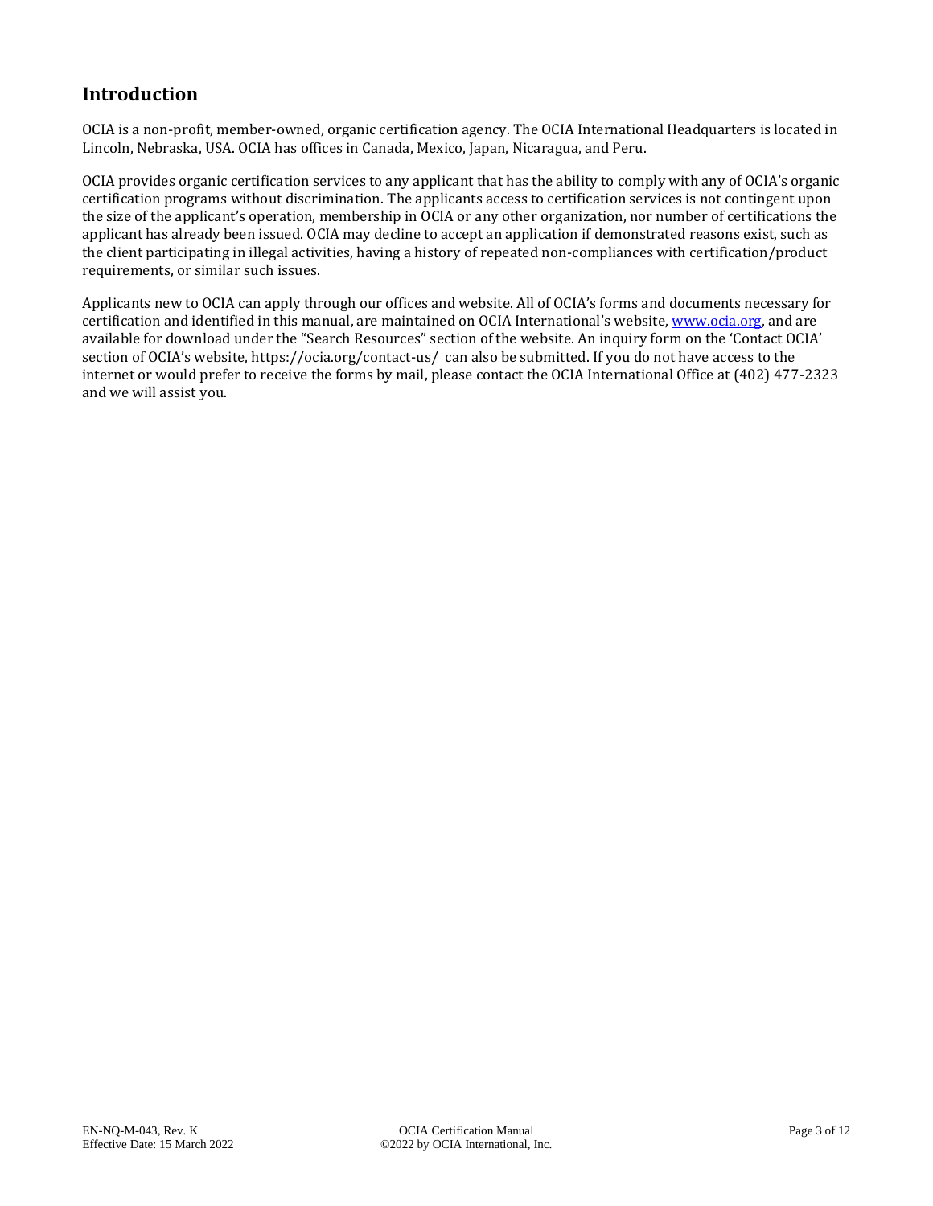## Introduction

OCIA is a non-profit, member-owned, organic certification agency. The OCIA International Headquarters is located in Lincoln, Nebraska, USA. OCIA has offices in Canada, Mexico, Japan, Nicaragua, and Peru.

OCIA provides organic certification services to any applicant that has the ability to comply with any of OCIA's organic certification programs without discrimination. The applicants access to certification services is not contingent upon the size of the applicant's operation, membership in OCIA or any other organization, nor number of certifications the applicant has already been issued. OCIA may decline to accept an application if demonstrated reasons exist, such as the client participating in illegal activities, having a history of repeated non-compliances with certification/product requirements, or similar such issues.

Applicants new to OCIA can apply through our offices and website. All of OCIA's forms and documents necessary for certification and identified in this manual, are maintained on OCIA International's website, [www.ocia.org](http://www.ocia.org), and are available for download under the "Search Resources" section of the website. An inquiry form on the 'Contact OCIA' section of OCIA's website, https://ocia.org/contact-us/ can also be submitted. If you do not have access to the internet or would prefer to receive the forms by mail, please contact the OCIA International Office at (402) 477-2323 and we will assist you.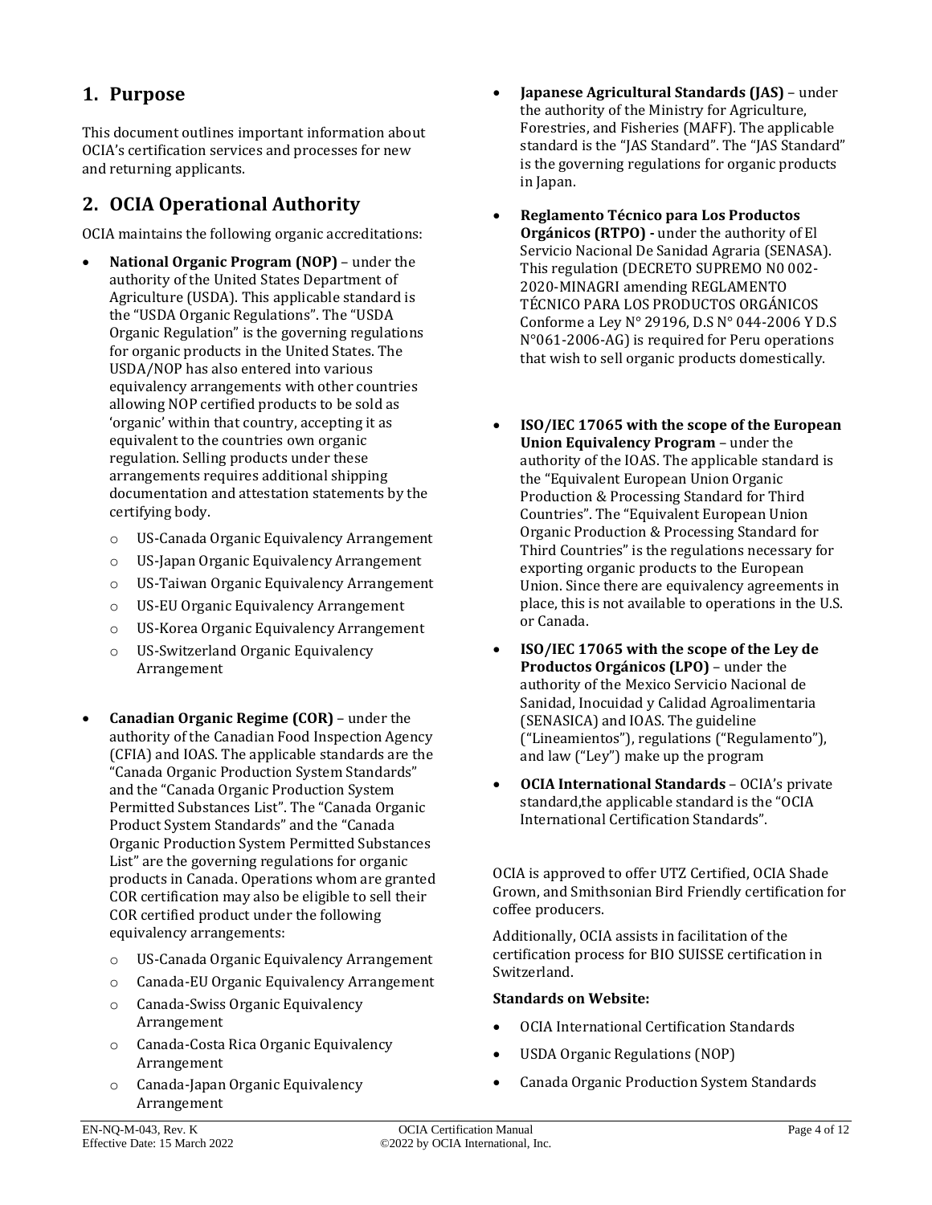## 1. Purpose

This document outlines important information about OCIA's certification services and processes for new and returning applicants.

## 2. OCIA Operational Authority

OCIA maintains the following organic accreditations:

- **National Organic Program (NOP)** – under the authority of the United States Department of Agriculture (USDA). This applicable standard is the "USDA Organic Regulations". The "USDA Organic Regulation" is the governing regulations for organic products in the United States. The USDA/NOP has also entered into various equivalency arrangements with other countries allowing NOP certified products to be sold as 'organic' within that country, accepting it as equivalent to the countries own organic regulation. Selling products under these arrangements requires additional shipping documentation and attestation statements by the certifying body.
  - US-Canada Organic Equivalency Arrangement
  - US-Japan Organic Equivalency Arrangement
  - US-Taiwan Organic Equivalency Arrangement
  - US-EU Organic Equivalency Arrangement
  - US-Korea Organic Equivalency Arrangement
  - US-Switzerland Organic Equivalency Arrangement
- **Canadian Organic Regime (COR)** – under the authority of the Canadian Food Inspection Agency (CFIA) and IOAS. The applicable standards are the "Canada Organic Production System Standards" and the "Canada Organic Production System Permitted Substances List". The "Canada Organic Product System Standards" and the "Canada Organic Production System Permitted Substances List" are the governing regulations for organic products in Canada. Operations whom are granted COR certification may also be eligible to sell their COR certified product under the following equivalency arrangements:
  - US-Canada Organic Equivalency Arrangement
  - Canada-EU Organic Equivalency Arrangement
  - Canada-Swiss Organic Equivalency Arrangement
  - Canada-Costa Rica Organic Equivalency Arrangement
  - Canada-Japan Organic Equivalency Arrangement
- **Japanese Agricultural Standards (JAS)** – under the authority of the Ministry for Agriculture, Forestries, and Fisheries (MAFF). The applicable standard is the "JAS Standard". The "JAS Standard" is the governing regulations for organic products in Japan.
- **Reglamento Técnico para Los Productos Orgánicos (RTPO) -** under the authority of El Servicio Nacional De Sanidad Agraria (SENASA). This regulation (DECRETO SUPREMO N0 002-2020-MINAGRI amending REGLAMENTO TÉCNICO PARA LOS PRODUCTOS ORGÁNICOS Conforme a Ley N° 29196, D.S N° 044-2006 Y D.S N°061-2006-AG) is required for Peru operations that wish to sell organic products domestically.
- **ISO/IEC 17065 with the scope of the European Union Equivalency Program** – under the authority of the IOAS. The applicable standard is the "Equivalent European Union Organic Production & Processing Standard for Third Countries". The "Equivalent European Union Organic Production & Processing Standard for Third Countries" is the regulations necessary for exporting organic products to the European Union. Since there are equivalency agreements in place, this is not available to operations in the U.S. or Canada.
- **ISO/IEC 17065 with the scope of the Ley de Productos Orgánicos (LPO)** – under the authority of the Mexico Servicio Nacional de Sanidad, Inocuidad y Calidad Agroalimentaria (SENASICA) and IOAS. The guideline ("Lineamientos"), regulations ("Regulamento"), and law ("Ley") make up the program
- **OCIA International Standards** – OCIA's private standard,the applicable standard is the "OCIA International Certification Standards".

OCIA is approved to offer UTZ Certified, OCIA Shade Grown, and Smithsonian Bird Friendly certification for coffee producers.

Additionally, OCIA assists in facilitation of the certification process for BIO SUISSE certification in Switzerland.

**Standards on Website:**

- OCIA International Certification Standards
- USDA Organic Regulations (NOP)
- Canada Organic Production System Standards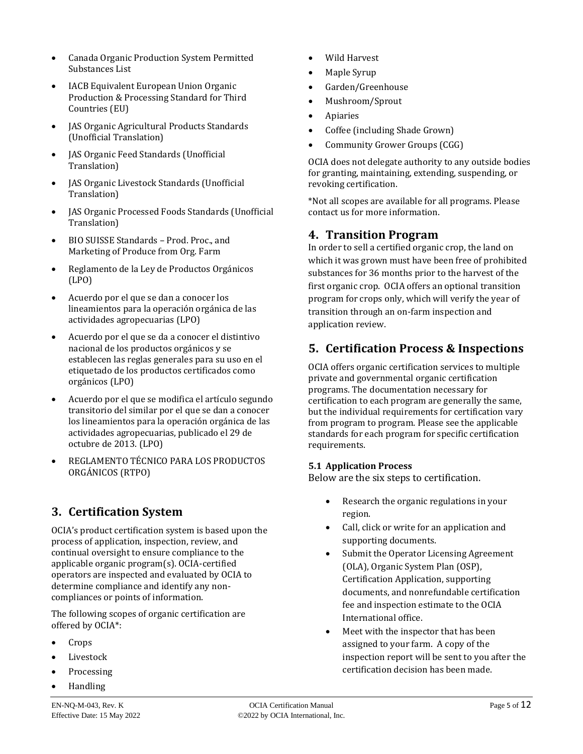- Canada Organic Production System Permitted Substances List
- IACB Equivalent European Union Organic Production & Processing Standard for Third Countries (EU)
- JAS Organic Agricultural Products Standards (Unofficial Translation)
- JAS Organic Feed Standards (Unofficial Translation)
- JAS Organic Livestock Standards (Unofficial Translation)
- JAS Organic Processed Foods Standards (Unofficial Translation)
- BIO SUISSE Standards – Prod. Proc., and Marketing of Produce from Org. Farm
- Reglamento de la Ley de Productos Orgánicos (LPO)
- Acuerdo por el que se dan a conocer los lineamientos para la operación orgánica de las actividades agropecuarias (LPO)
- Acuerdo por el que se da a conocer el distintivo nacional de los productos orgánicos y se establecen las reglas generales para su uso en el etiquetado de los productos certificados como orgánicos (LPO)
- Acuerdo por el que se modifica el artículo segundo transitorio del similar por el que se dan a conocer los lineamientos para la operación orgánica de las actividades agropecuarias, publicado el 29 de octubre de 2013. (LPO)
- REGLAMENTO TÉCNICO PARA LOS PRODUCTOS ORGÁNICOS (RTPO)

## 3. Certification System

OCIA's product certification system is based upon the process of application, inspection, review, and continual oversight to ensure compliance to the applicable organic program(s). OCIA-certified operators are inspected and evaluated by OCIA to determine compliance and identify any non-compliances or points of information.

The following scopes of organic certification are offered by OCIA*:

- Crops
- Livestock
- Processing
- Handling
- Wild Harvest
- Maple Syrup
- Garden/Greenhouse
- Mushroom/Sprout
- Apiaries
- Coffee (including Shade Grown)
- Community Grower Groups (CGG)

OCIA does not delegate authority to any outside bodies for granting, maintaining, extending, suspending, or revoking certification.

*Not all scopes are available for all programs. Please contact us for more information.

## 4. Transition Program

In order to sell a certified organic crop, the land on which it was grown must have been free of prohibited substances for 36 months prior to the harvest of the first organic crop. OCIA offers an optional transition program for crops only, which will verify the year of transition through an on-farm inspection and application review.

## 5. Certification Process & Inspections

OCIA offers organic certification services to multiple private and governmental organic certification programs. The documentation necessary for certification to each program are generally the same, but the individual requirements for certification vary from program to program. Please see the applicable standards for each program for specific certification requirements.

### 5.1 Application Process

Below are the six steps to certification.

- Research the organic regulations in your region.
- Call, click or write for an application and supporting documents.
- Submit the Operator Licensing Agreement (OLA), Organic System Plan (OSP), Certification Application, supporting documents, and nonrefundable certification fee and inspection estimate to the OCIA International office.
- Meet with the inspector that has been assigned to your farm. A copy of the inspection report will be sent to you after the certification decision has been made.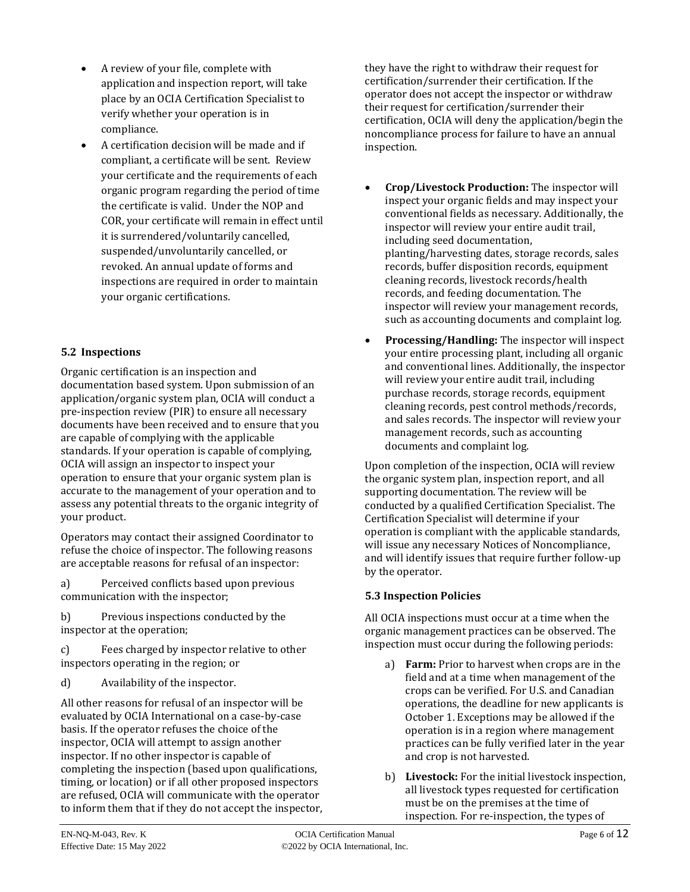- A review of your file, complete with application and inspection report, will take place by an OCIA Certification Specialist to verify whether your operation is in compliance.
- A certification decision will be made and if compliant, a certificate will be sent. Review your certificate and the requirements of each organic program regarding the period of time the certificate is valid. Under the NOP and COR, your certificate will remain in effect until it is surrendered/voluntarily cancelled, suspended/unvoluntarily cancelled, or revoked. An annual update of forms and inspections are required in order to maintain your organic certifications.

### 5.2 Inspections

Organic certification is an inspection and documentation based system. Upon submission of an application/organic system plan, OCIA will conduct a pre-inspection review (PIR) to ensure all necessary documents have been received and to ensure that you are capable of complying with the applicable standards. If your operation is capable of complying, OCIA will assign an inspector to inspect your operation to ensure that your organic system plan is accurate to the management of your operation and to assess any potential threats to the organic integrity of your product.

Operators may contact their assigned Coordinator to refuse the choice of inspector. The following reasons are acceptable reasons for refusal of an inspector:

a) Perceived conflicts based upon previous communication with the inspector;

b) Previous inspections conducted by the inspector at the operation;

c) Fees charged by inspector relative to other inspectors operating in the region; or

d) Availability of the inspector.

All other reasons for refusal of an inspector will be evaluated by OCIA International on a case-by-case basis. If the operator refuses the choice of the inspector, OCIA will attempt to assign another inspector. If no other inspector is capable of completing the inspection (based upon qualifications, timing, or location) or if all other proposed inspectors are refused, OCIA will communicate with the operator to inform them that if they do not accept the inspector, they have the right to withdraw their request for certification/surrender their certification. If the operator does not accept the inspector or withdraw their request for certification/surrender their certification, OCIA will deny the application/begin the noncompliance process for failure to have an annual inspection.

- **Crop/Livestock Production:** The inspector will inspect your organic fields and may inspect your conventional fields as necessary. Additionally, the inspector will review your entire audit trail, including seed documentation, planting/harvesting dates, storage records, sales records, buffer disposition records, equipment cleaning records, livestock records/health records, and feeding documentation. The inspector will review your management records, such as accounting documents and complaint log.
- **Processing/Handling:** The inspector will inspect your entire processing plant, including all organic and conventional lines. Additionally, the inspector will review your entire audit trail, including purchase records, storage records, equipment cleaning records, pest control methods/records, and sales records. The inspector will review your management records, such as accounting documents and complaint log.

Upon completion of the inspection, OCIA will review the organic system plan, inspection report, and all supporting documentation. The review will be conducted by a qualified Certification Specialist. The Certification Specialist will determine if your operation is compliant with the applicable standards, will issue any necessary Notices of Noncompliance, and will identify issues that require further follow-up by the operator.

### 5.3 Inspection Policies

All OCIA inspections must occur at a time when the organic management practices can be observed. The inspection must occur during the following periods:

a) **Farm:** Prior to harvest when crops are in the field and at a time when management of the crops can be verified. For U.S. and Canadian operations, the deadline for new applicants is October 1. Exceptions may be allowed if the operation is in a region where management practices can be fully verified later in the year and crop is not harvested.

b) **Livestock:** For the initial livestock inspection, all livestock types requested for certification must be on the premises at the time of inspection. For re-inspection, the types of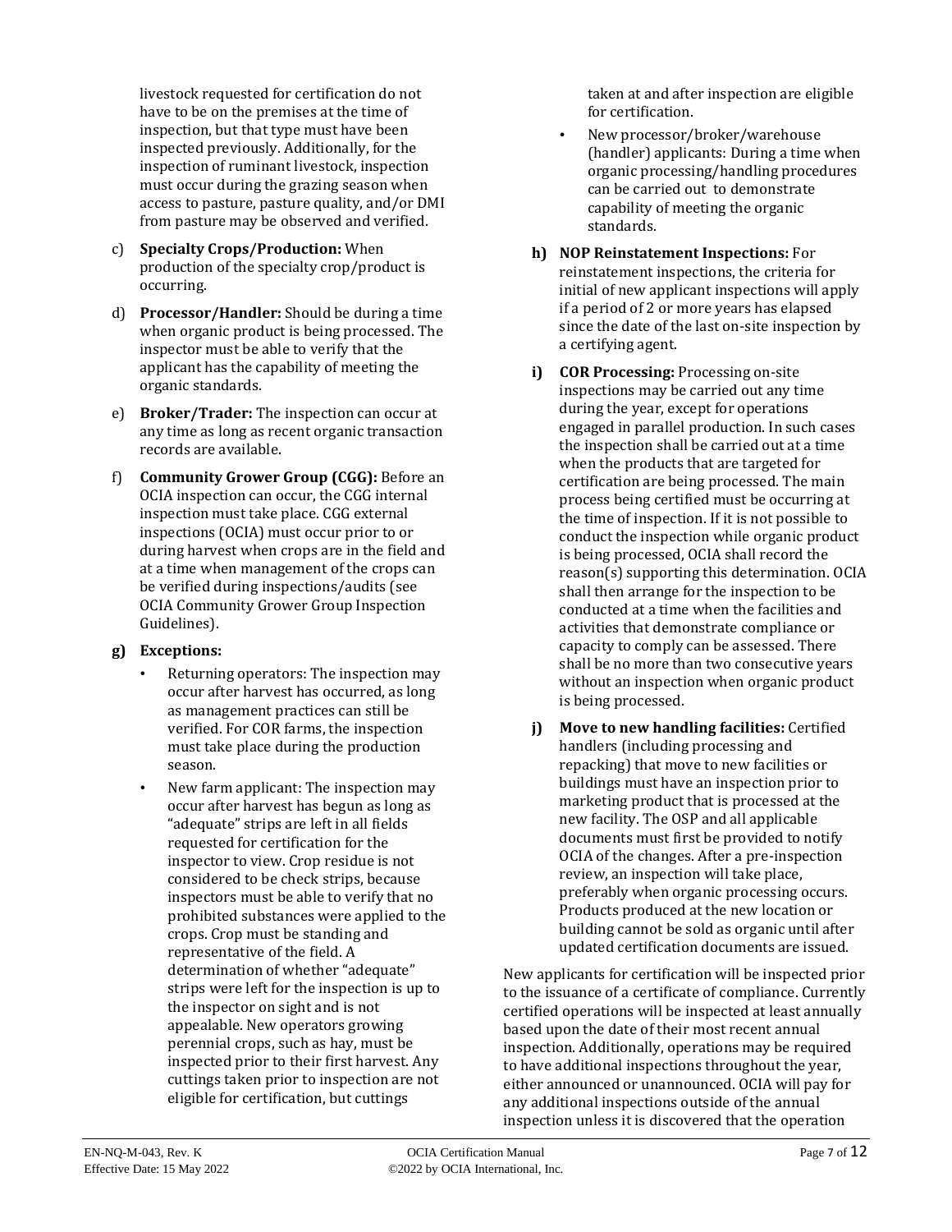livestock requested for certification do not have to be on the premises at the time of inspection, but that type must have been inspected previously. Additionally, for the inspection of ruminant livestock, inspection must occur during the grazing season when access to pasture, pasture quality, and/or DMI from pasture may be observed and verified.

c) **Specialty Crops/Production:** When production of the specialty crop/product is occurring.

d) **Processor/Handler:** Should be during a time when organic product is being processed. The inspector must be able to verify that the applicant has the capability of meeting the organic standards.

e) **Broker/Trader:** The inspection can occur at any time as long as recent organic transaction records are available.

f) **Community Grower Group (CGG):** Before an OCIA inspection can occur, the CGG internal inspection must take place. CGG external inspections (OCIA) must occur prior to or during harvest when crops are in the field and at a time when management of the crops can be verified during inspections/audits (see OCIA Community Grower Group Inspection Guidelines).

g) **Exceptions:**

- Returning operators: The inspection may occur after harvest has occurred, as long as management practices can still be verified. For COR farms, the inspection must take place during the production season.
- New farm applicant: The inspection may occur after harvest has begun as long as "adequate" strips are left in all fields requested for certification for the inspector to view. Crop residue is not considered to be check strips, because inspectors must be able to verify that no prohibited substances were applied to the crops. Crop must be standing and representative of the field. A determination of whether "adequate" strips were left for the inspection is up to the inspector on sight and is not appealable. New operators growing perennial crops, such as hay, must be inspected prior to their first harvest. Any cuttings taken prior to inspection are not eligible for certification, but cuttings taken at and after inspection are eligible for certification.
- New processor/broker/warehouse (handler) applicants: During a time when organic processing/handling procedures can be carried out to demonstrate capability of meeting the organic standards.

h) **NOP Reinstatement Inspections:** For reinstatement inspections, the criteria for initial of new applicant inspections will apply if a period of 2 or more years has elapsed since the date of the last on-site inspection by a certifying agent.

i) **COR Processing:** Processing on-site inspections may be carried out any time during the year, except for operations engaged in parallel production. In such cases the inspection shall be carried out at a time when the products that are targeted for certification are being processed. The main process being certified must be occurring at the time of inspection. If it is not possible to conduct the inspection while organic product is being processed, OCIA shall record the reason(s) supporting this determination. OCIA shall then arrange for the inspection to be conducted at a time when the facilities and activities that demonstrate compliance or capacity to comply can be assessed. There shall be no more than two consecutive years without an inspection when organic product is being processed.

j) **Move to new handling facilities:** Certified handlers (including processing and repacking) that move to new facilities or buildings must have an inspection prior to marketing product that is processed at the new facility. The OSP and all applicable documents must first be provided to notify OCIA of the changes. After a pre-inspection review, an inspection will take place, preferably when organic processing occurs. Products produced at the new location or building cannot be sold as organic until after updated certification documents are issued.

New applicants for certification will be inspected prior to the issuance of a certificate of compliance. Currently certified operations will be inspected at least annually based upon the date of their most recent annual inspection. Additionally, operations may be required to have additional inspections throughout the year, either announced or unannounced. OCIA will pay for any additional inspections outside of the annual inspection unless it is discovered that the operation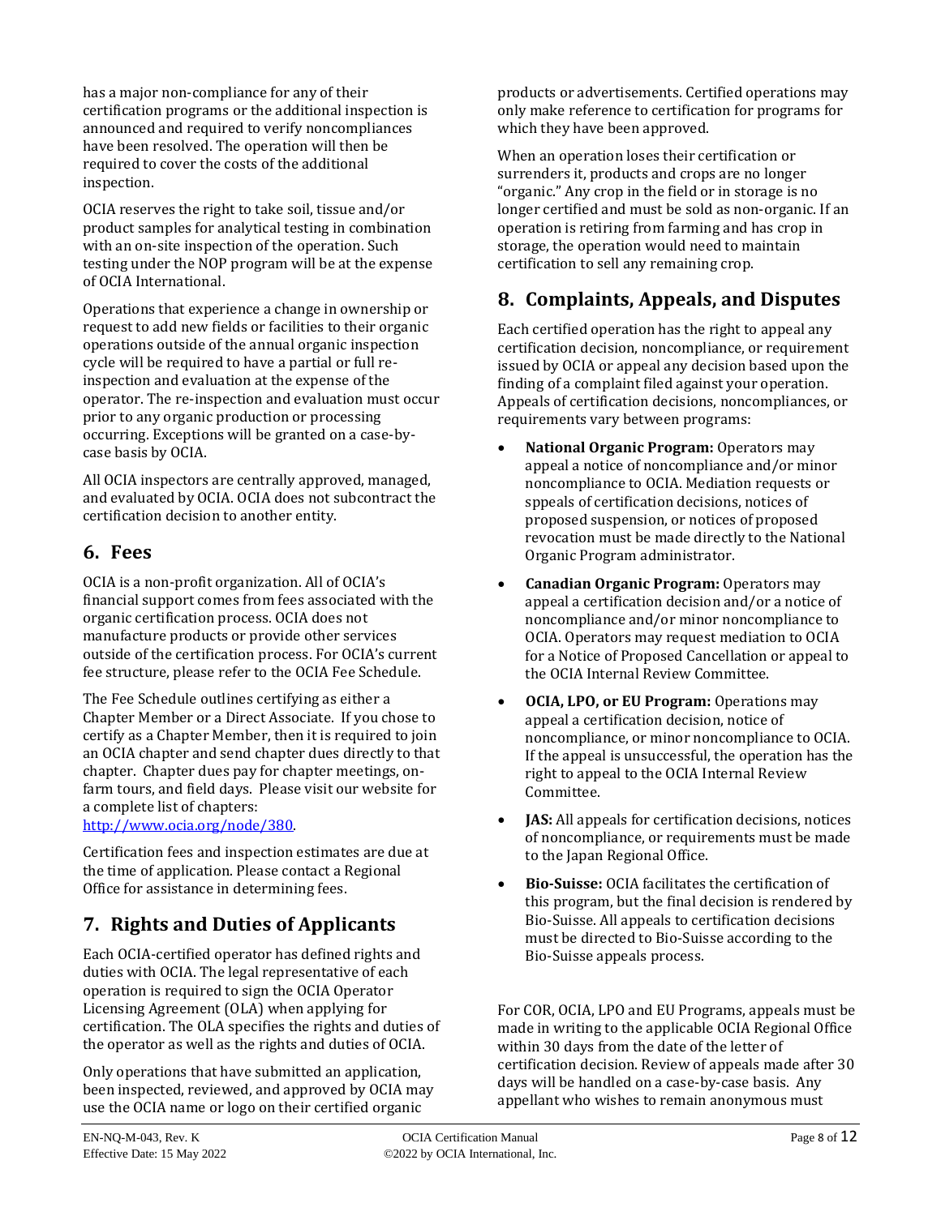has a major non-compliance for any of their certification programs or the additional inspection is announced and required to verify noncompliances have been resolved. The operation will then be required to cover the costs of the additional inspection.

OCIA reserves the right to take soil, tissue and/or product samples for analytical testing in combination with an on-site inspection of the operation. Such testing under the NOP program will be at the expense of OCIA International.

Operations that experience a change in ownership or request to add new fields or facilities to their organic operations outside of the annual organic inspection cycle will be required to have a partial or full re-inspection and evaluation at the expense of the operator. The re-inspection and evaluation must occur prior to any organic production or processing occurring. Exceptions will be granted on a case-by-case basis by OCIA.

All OCIA inspectors are centrally approved, managed, and evaluated by OCIA. OCIA does not subcontract the certification decision to another entity.

## 6. Fees

OCIA is a non-profit organization. All of OCIA's financial support comes from fees associated with the organic certification process. OCIA does not manufacture products or provide other services outside of the certification process. For OCIA's current fee structure, please refer to the OCIA Fee Schedule.

The Fee Schedule outlines certifying as either a Chapter Member or a Direct Associate. If you chose to certify as a Chapter Member, then it is required to join an OCIA chapter and send chapter dues directly to that chapter. Chapter dues pay for chapter meetings, on-farm tours, and field days. Please visit our website for a complete list of chapters: [http://www.ocia.org/node/380](http://www.ocia.org/node/380).

Certification fees and inspection estimates are due at the time of application. Please contact a Regional Office for assistance in determining fees.

## 7. Rights and Duties of Applicants

Each OCIA-certified operator has defined rights and duties with OCIA. The legal representative of each operation is required to sign the OCIA Operator Licensing Agreement (OLA) when applying for certification. The OLA specifies the rights and duties of the operator as well as the rights and duties of OCIA.

Only operations that have submitted an application, been inspected, reviewed, and approved by OCIA may use the OCIA name or logo on their certified organic products or advertisements. Certified operations may only make reference to certification for programs for which they have been approved.

When an operation loses their certification or surrenders it, products and crops are no longer "organic." Any crop in the field or in storage is no longer certified and must be sold as non-organic. If an operation is retiring from farming and has crop in storage, the operation would need to maintain certification to sell any remaining crop.

## 8. Complaints, Appeals, and Disputes

Each certified operation has the right to appeal any certification decision, noncompliance, or requirement issued by OCIA or appeal any decision based upon the finding of a complaint filed against your operation. Appeals of certification decisions, noncompliances, or requirements vary between programs:

- **National Organic Program:** Operators may appeal a notice of noncompliance and/or minor noncompliance to OCIA. Mediation requests or sppeals of certification decisions, notices of proposed suspension, or notices of proposed revocation must be made directly to the National Organic Program administrator.
- **Canadian Organic Program:** Operators may appeal a certification decision and/or a notice of noncompliance and/or minor noncompliance to OCIA. Operators may request mediation to OCIA for a Notice of Proposed Cancellation or appeal to the OCIA Internal Review Committee.
- **OCIA, LPO, or EU Program:** Operations may appeal a certification decision, notice of noncompliance, or minor noncompliance to OCIA. If the appeal is unsuccessful, the operation has the right to appeal to the OCIA Internal Review Committee.
- **JAS:** All appeals for certification decisions, notices of noncompliance, or requirements must be made to the Japan Regional Office.
- **Bio-Suisse:** OCIA facilitates the certification of this program, but the final decision is rendered by Bio-Suisse. All appeals to certification decisions must be directed to Bio-Suisse according to the Bio-Suisse appeals process.

For COR, OCIA, LPO and EU Programs, appeals must be made in writing to the applicable OCIA Regional Office within 30 days from the date of the letter of certification decision. Review of appeals made after 30 days will be handled on a case-by-case basis. Any appellant who wishes to remain anonymous must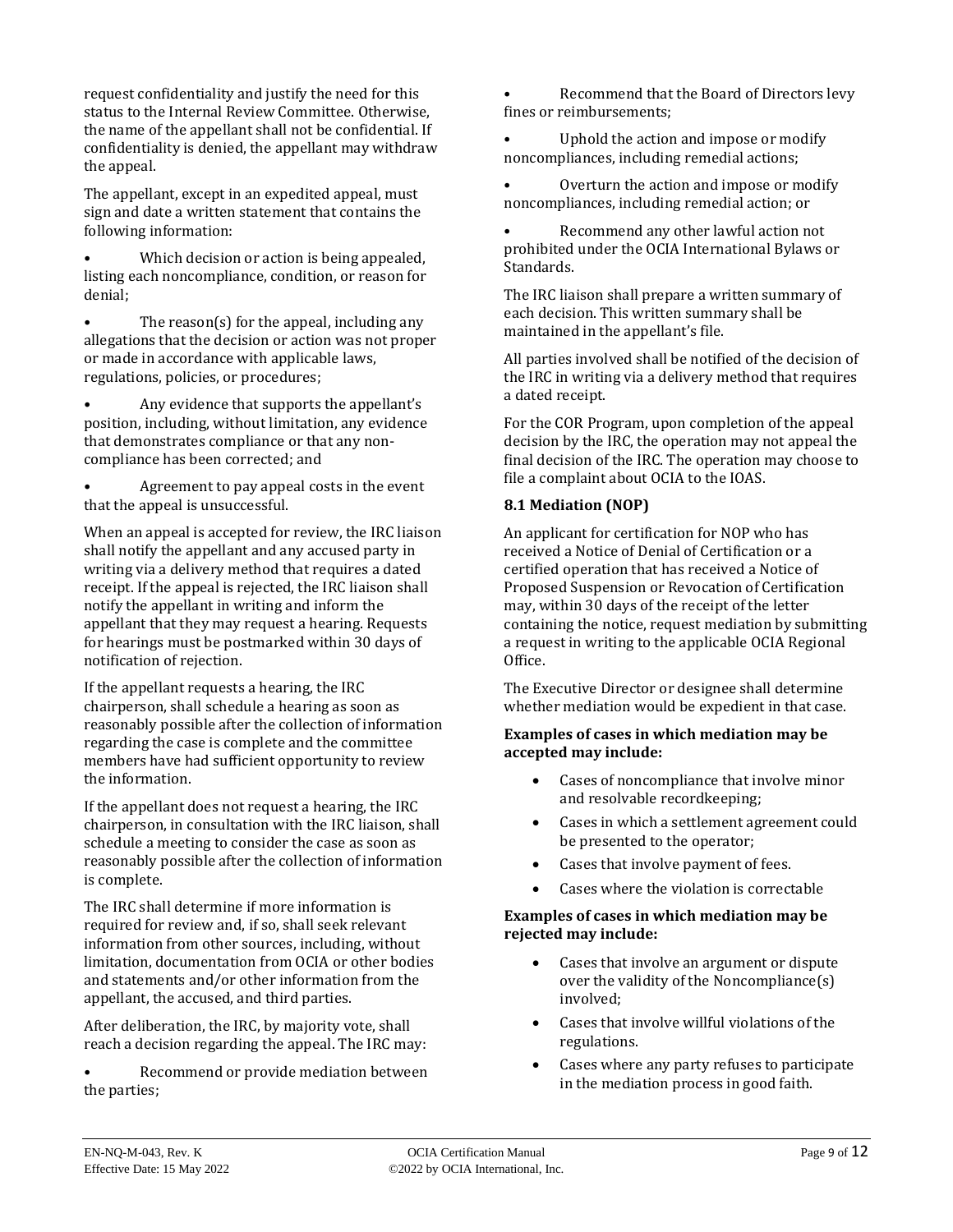request confidentiality and justify the need for this status to the Internal Review Committee. Otherwise, the name of the appellant shall not be confidential. If confidentiality is denied, the appellant may withdraw the appeal.

The appellant, except in an expedited appeal, must sign and date a written statement that contains the following information:

- Which decision or action is being appealed, listing each noncompliance, condition, or reason for denial;
- The reason(s) for the appeal, including any allegations that the decision or action was not proper or made in accordance with applicable laws, regulations, policies, or procedures;
- Any evidence that supports the appellant's position, including, without limitation, any evidence that demonstrates compliance or that any non-compliance has been corrected; and
- Agreement to pay appeal costs in the event that the appeal is unsuccessful.

When an appeal is accepted for review, the IRC liaison shall notify the appellant and any accused party in writing via a delivery method that requires a dated receipt. If the appeal is rejected, the IRC liaison shall notify the appellant in writing and inform the appellant that they may request a hearing. Requests for hearings must be postmarked within 30 days of notification of rejection.

If the appellant requests a hearing, the IRC chairperson, shall schedule a hearing as soon as reasonably possible after the collection of information regarding the case is complete and the committee members have had sufficient opportunity to review the information.

If the appellant does not request a hearing, the IRC chairperson, in consultation with the IRC liaison, shall schedule a meeting to consider the case as soon as reasonably possible after the collection of information is complete.

The IRC shall determine if more information is required for review and, if so, shall seek relevant information from other sources, including, without limitation, documentation from OCIA or other bodies and statements and/or other information from the appellant, the accused, and third parties.

After deliberation, the IRC, by majority vote, shall reach a decision regarding the appeal. The IRC may:

- Recommend or provide mediation between the parties;
- Recommend that the Board of Directors levy fines or reimbursements;
- Uphold the action and impose or modify noncompliances, including remedial actions;
- Overturn the action and impose or modify noncompliances, including remedial action; or
- Recommend any other lawful action not prohibited under the OCIA International Bylaws or Standards.

The IRC liaison shall prepare a written summary of each decision. This written summary shall be maintained in the appellant's file.

All parties involved shall be notified of the decision of the IRC in writing via a delivery method that requires a dated receipt.

For the COR Program, upon completion of the appeal decision by the IRC, the operation may not appeal the final decision of the IRC. The operation may choose to file a complaint about OCIA to the IOAS.

### 8.1 Mediation (NOP)

An applicant for certification for NOP who has received a Notice of Denial of Certification or a certified operation that has received a Notice of Proposed Suspension or Revocation of Certification may, within 30 days of the receipt of the letter containing the notice, request mediation by submitting a request in writing to the applicable OCIA Regional Office.

The Executive Director or designee shall determine whether mediation would be expedient in that case.

**Examples of cases in which mediation may be accepted may include:**

- Cases of noncompliance that involve minor and resolvable recordkeeping;
- Cases in which a settlement agreement could be presented to the operator;
- Cases that involve payment of fees.
- Cases where the violation is correctable

**Examples of cases in which mediation may be rejected may include:**

- Cases that involve an argument or dispute over the validity of the Noncompliance(s) involved;
- Cases that involve willful violations of the regulations.
- Cases where any party refuses to participate in the mediation process in good faith.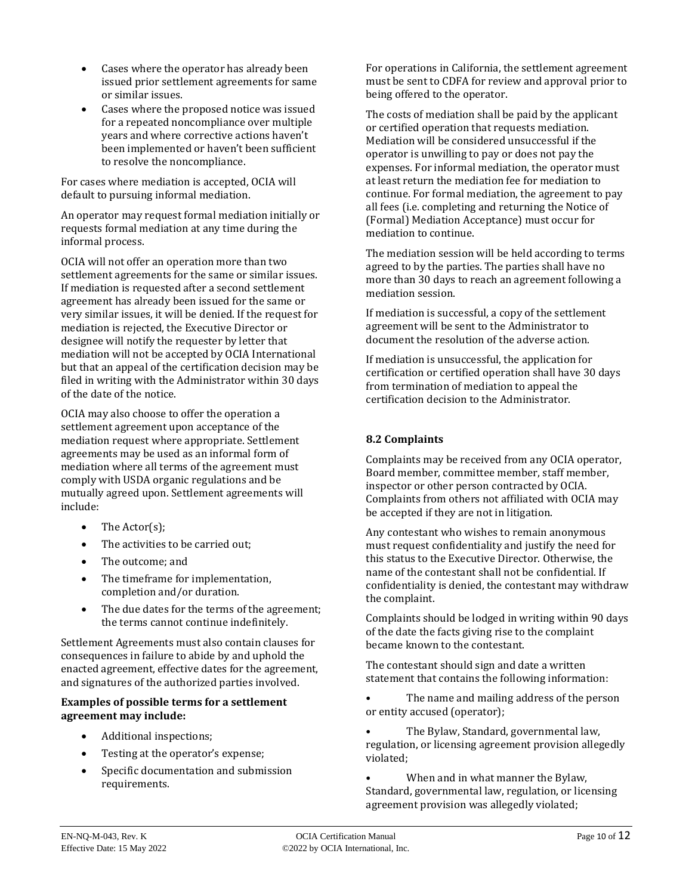- Cases where the operator has already been issued prior settlement agreements for same or similar issues.
- Cases where the proposed notice was issued for a repeated noncompliance over multiple years and where corrective actions haven't been implemented or haven't been sufficient to resolve the noncompliance.

For cases where mediation is accepted, OCIA will default to pursuing informal mediation.

An operator may request formal mediation initially or requests formal mediation at any time during the informal process.

OCIA will not offer an operation more than two settlement agreements for the same or similar issues. If mediation is requested after a second settlement agreement has already been issued for the same or very similar issues, it will be denied. If the request for mediation is rejected, the Executive Director or designee will notify the requester by letter that mediation will not be accepted by OCIA International but that an appeal of the certification decision may be filed in writing with the Administrator within 30 days of the date of the notice.

OCIA may also choose to offer the operation a settlement agreement upon acceptance of the mediation request where appropriate. Settlement agreements may be used as an informal form of mediation where all terms of the agreement must comply with USDA organic regulations and be mutually agreed upon. Settlement agreements will include:

- The Actor(s);
- The activities to be carried out;
- The outcome; and
- The timeframe for implementation, completion and/or duration.
- The due dates for the terms of the agreement; the terms cannot continue indefinitely.

Settlement Agreements must also contain clauses for consequences in failure to abide by and uphold the enacted agreement, effective dates for the agreement, and signatures of the authorized parties involved.

**Examples of possible terms for a settlement agreement may include:**

- Additional inspections;
- Testing at the operator's expense;
- Specific documentation and submission requirements.

For operations in California, the settlement agreement must be sent to CDFA for review and approval prior to being offered to the operator.

The costs of mediation shall be paid by the applicant or certified operation that requests mediation. Mediation will be considered unsuccessful if the operator is unwilling to pay or does not pay the expenses. For informal mediation, the operator must at least return the mediation fee for mediation to continue. For formal mediation, the agreement to pay all fees (i.e. completing and returning the Notice of (Formal) Mediation Acceptance) must occur for mediation to continue.

The mediation session will be held according to terms agreed to by the parties. The parties shall have no more than 30 days to reach an agreement following a mediation session.

If mediation is successful, a copy of the settlement agreement will be sent to the Administrator to document the resolution of the adverse action.

If mediation is unsuccessful, the application for certification or certified operation shall have 30 days from termination of mediation to appeal the certification decision to the Administrator.

### 8.2 Complaints

Complaints may be received from any OCIA operator, Board member, committee member, staff member, inspector or other person contracted by OCIA. Complaints from others not affiliated with OCIA may be accepted if they are not in litigation.

Any contestant who wishes to remain anonymous must request confidentiality and justify the need for this status to the Executive Director. Otherwise, the name of the contestant shall not be confidential. If confidentiality is denied, the contestant may withdraw the complaint.

Complaints should be lodged in writing within 90 days of the date the facts giving rise to the complaint became known to the contestant.

The contestant should sign and date a written statement that contains the following information:

- The name and mailing address of the person or entity accused (operator);
- The Bylaw, Standard, governmental law, regulation, or licensing agreement provision allegedly violated;
- When and in what manner the Bylaw, Standard, governmental law, regulation, or licensing agreement provision was allegedly violated;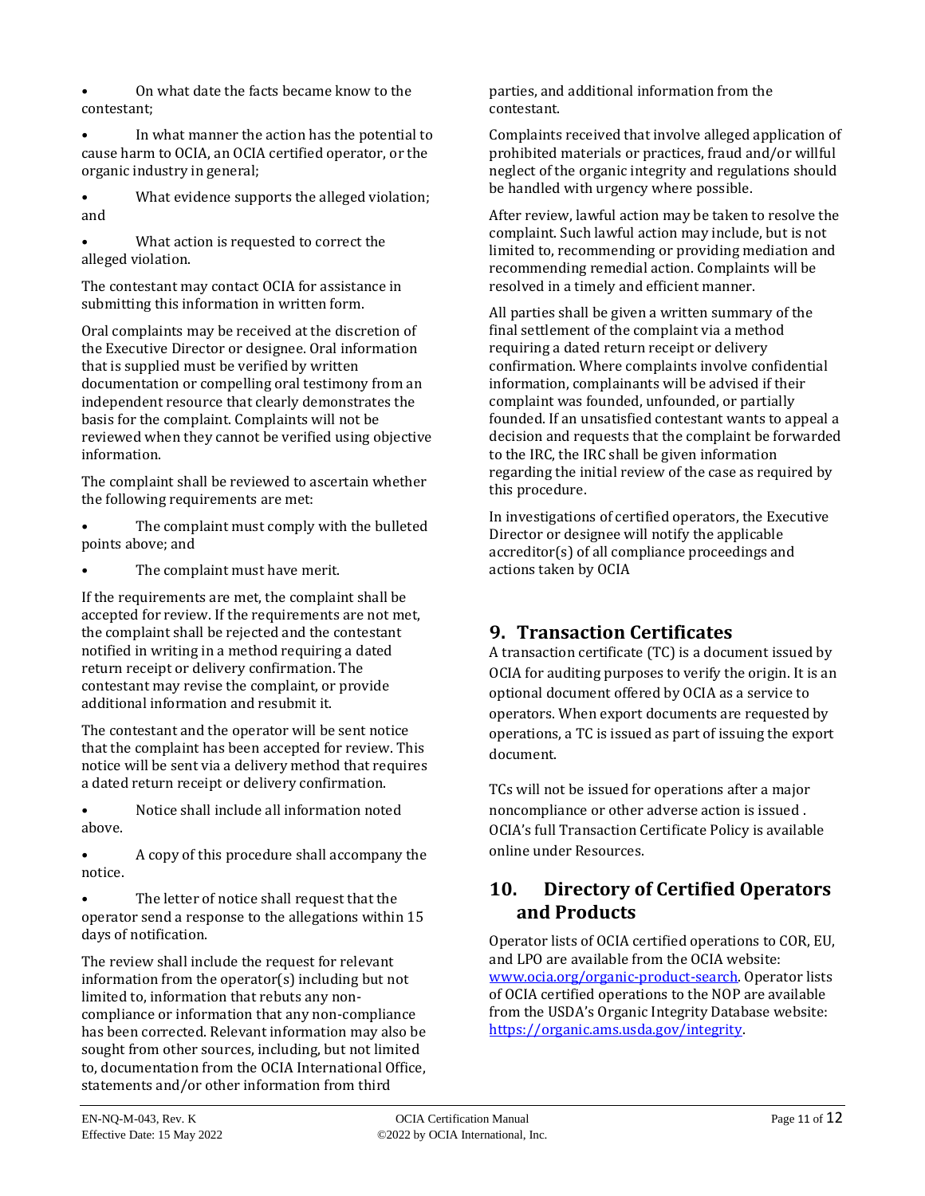- On what date the facts became know to the contestant;
- In what manner the action has the potential to cause harm to OCIA, an OCIA certified operator, or the organic industry in general;
- What evidence supports the alleged violation; and
- What action is requested to correct the alleged violation.

The contestant may contact OCIA for assistance in submitting this information in written form.

Oral complaints may be received at the discretion of the Executive Director or designee. Oral information that is supplied must be verified by written documentation or compelling oral testimony from an independent resource that clearly demonstrates the basis for the complaint. Complaints will not be reviewed when they cannot be verified using objective information.

The complaint shall be reviewed to ascertain whether the following requirements are met:

- The complaint must comply with the bulleted points above; and
- The complaint must have merit.

If the requirements are met, the complaint shall be accepted for review. If the requirements are not met, the complaint shall be rejected and the contestant notified in writing in a method requiring a dated return receipt or delivery confirmation. The contestant may revise the complaint, or provide additional information and resubmit it.

The contestant and the operator will be sent notice that the complaint has been accepted for review. This notice will be sent via a delivery method that requires a dated return receipt or delivery confirmation.

- Notice shall include all information noted above.
- A copy of this procedure shall accompany the notice.
- The letter of notice shall request that the operator send a response to the allegations within 15 days of notification.

The review shall include the request for relevant information from the operator(s) including but not limited to, information that rebuts any non-compliance or information that any non-compliance has been corrected. Relevant information may also be sought from other sources, including, but not limited to, documentation from the OCIA International Office, statements and/or other information from third parties, and additional information from the contestant.

Complaints received that involve alleged application of prohibited materials or practices, fraud and/or willful neglect of the organic integrity and regulations should be handled with urgency where possible.

After review, lawful action may be taken to resolve the complaint. Such lawful action may include, but is not limited to, recommending or providing mediation and recommending remedial action. Complaints will be resolved in a timely and efficient manner.

All parties shall be given a written summary of the final settlement of the complaint via a method requiring a dated return receipt or delivery confirmation. Where complaints involve confidential information, complainants will be advised if their complaint was founded, unfounded, or partially founded. If an unsatisfied contestant wants to appeal a decision and requests that the complaint be forwarded to the IRC, the IRC shall be given information regarding the initial review of the case as required by this procedure.

In investigations of certified operators, the Executive Director or designee will notify the applicable accreditor(s) of all compliance proceedings and actions taken by OCIA

## 9. Transaction Certificates

A transaction certificate (TC) is a document issued by OCIA for auditing purposes to verify the origin. It is an optional document offered by OCIA as a service to operators. When export documents are requested by operations, a TC is issued as part of issuing the export document.

TCs will not be issued for operations after a major noncompliance or other adverse action is issued . OCIA's full Transaction Certificate Policy is available online under Resources.

## 10. Directory of Certified Operators and Products

Operator lists of OCIA certified operations to COR, EU, and LPO are available from the OCIA website: [www.ocia.org/organic-product-search](www.ocia.org/organic-product-search). Operator lists of OCIA certified operations to the NOP are available from the USDA's Organic Integrity Database website: [https://organic.ams.usda.gov/integrity](https://organic.ams.usda.gov/integrity).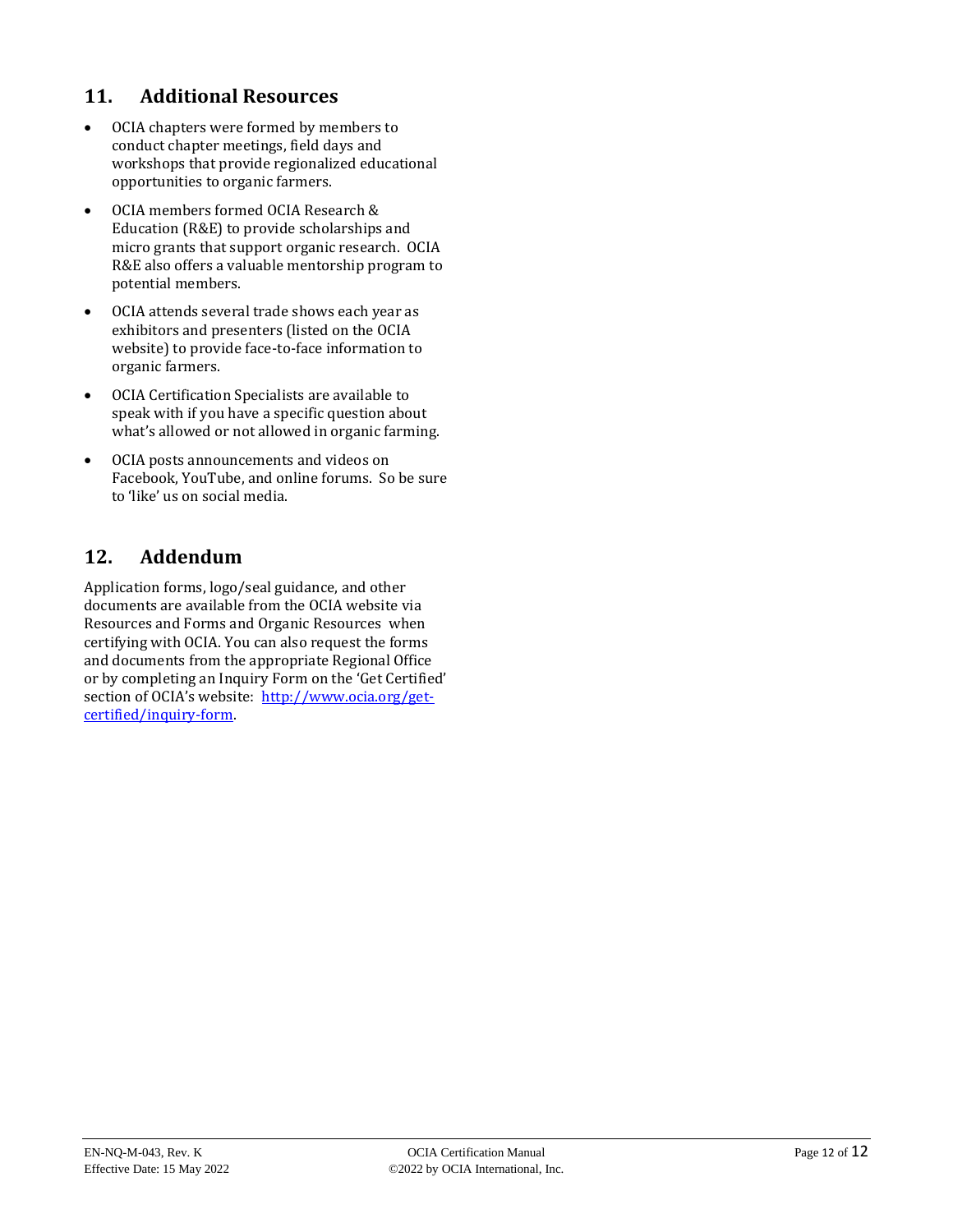## 11. Additional Resources

- OCIA chapters were formed by members to conduct chapter meetings, field days and workshops that provide regionalized educational opportunities to organic farmers.
- OCIA members formed OCIA Research & Education (R&E) to provide scholarships and micro grants that support organic research. OCIA R&E also offers a valuable mentorship program to potential members.
- OCIA attends several trade shows each year as exhibitors and presenters (listed on the OCIA website) to provide face-to-face information to organic farmers.
- OCIA Certification Specialists are available to speak with if you have a specific question about what's allowed or not allowed in organic farming.
- OCIA posts announcements and videos on Facebook, YouTube, and online forums. So be sure to 'like' us on social media.

## 12. Addendum

Application forms, logo/seal guidance, and other documents are available from the OCIA website via Resources and Forms and Organic Resources when certifying with OCIA. You can also request the forms and documents from the appropriate Regional Office or by completing an Inquiry Form on the 'Get Certified' section of OCIA's website: [http://www.ocia.org/get-certified/inquiry-form](http://www.ocia.org/get-certified/inquiry-form).